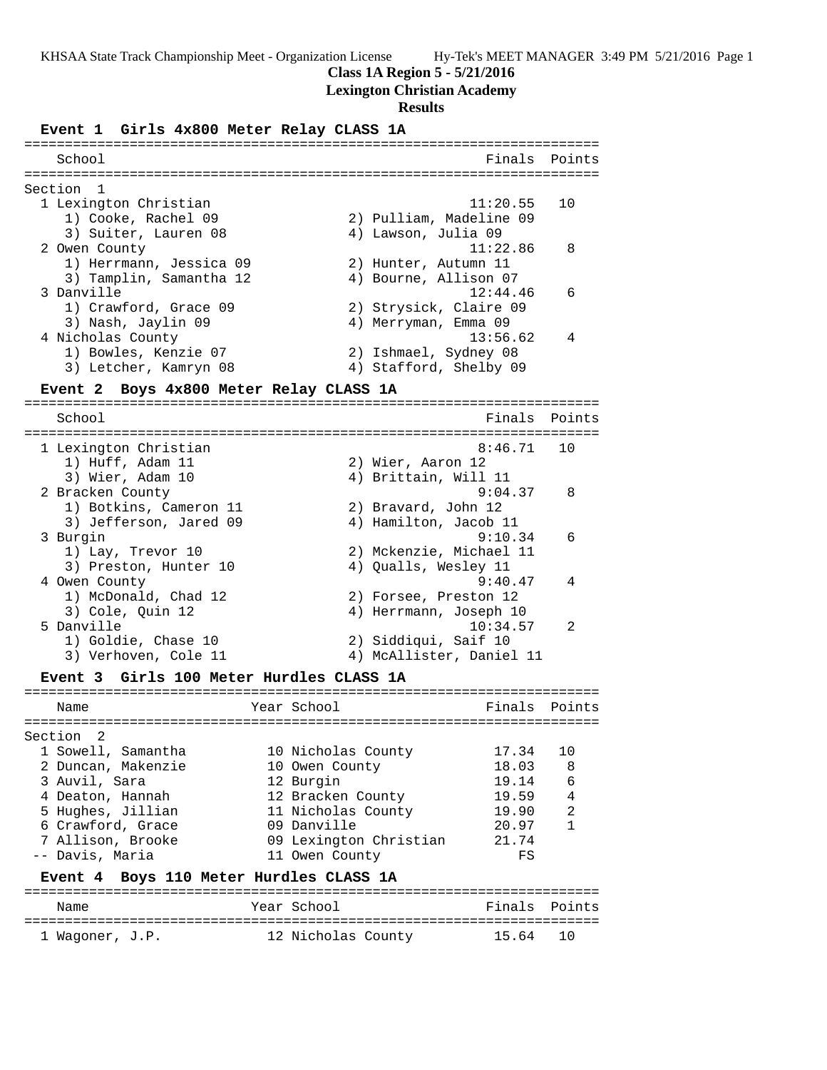# Class 1A Region 5 - 5/21/2016

## Lexington Christian Academy

### Results

#### Event 1 Girls 4x800 Meter Relay CLASS 1A

Section 1

| Place | School | Finals | Points |
|---|---|---|---|
| 1 | Lexington Christian | 11:20.55 | 10 |
| | 1) Cooke, Rachel 09; 2) Pulliam, Madeline 09; 3) Suiter, Lauren 08; 4) Lawson, Julia 09 | | |
| 2 | Owen County | 11:22.86 | 8 |
| | 1) Herrmann, Jessica 09; 2) Hunter, Autumn 11; 3) Tamplin, Samantha 12; 4) Bourne, Allison 07 | | |
| 3 | Danville | 12:44.46 | 6 |
| | 1) Crawford, Grace 09; 2) Strysick, Claire 09; 3) Nash, Jaylin 09; 4) Merryman, Emma 09 | | |
| 4 | Nicholas County | 13:56.62 | 4 |
| | 1) Bowles, Kenzie 07; 2) Ishmael, Sydney 08; 3) Letcher, Kamryn 08; 4) Stafford, Shelby 09 | | |

#### Event 2 Boys 4x800 Meter Relay CLASS 1A

| Place | School | Finals | Points |
|---|---|---|---|
| 1 | Lexington Christian | 8:46.71 | 10 |
| | 1) Huff, Adam 11; 2) Wier, Aaron 12; 3) Wier, Adam 10; 4) Brittain, Will 11 | | |
| 2 | Bracken County | 9:04.37 | 8 |
| | 1) Botkins, Cameron 11; 2) Bravard, John 12; 3) Jefferson, Jared 09; 4) Hamilton, Jacob 11 | | |
| 3 | Burgin | 9:10.34 | 6 |
| | 1) Lay, Trevor 10; 2) Mckenzie, Michael 11; 3) Preston, Hunter 10; 4) Qualls, Wesley 11 | | |
| 4 | Owen County | 9:40.47 | 4 |
| | 1) McDonald, Chad 12; 2) Forsee, Preston 12; 3) Cole, Quin 12; 4) Herrmann, Joseph 10 | | |
| 5 | Danville | 10:34.57 | 2 |
| | 1) Goldie, Chase 10; 2) Siddiqui, Saif 10; 3) Verhoven, Cole 11; 4) McAllister, Daniel 11 | | |

#### Event 3 Girls 100 Meter Hurdles CLASS 1A

Section 2

| Place | Name | Year | School | Finals | Points |
|---|---|---|---|---|---|
| 1 | Sowell, Samantha | 10 | Nicholas County | 17.34 | 10 |
| 2 | Duncan, Makenzie | 10 | Owen County | 18.03 | 8 |
| 3 | Auvil, Sara | 12 | Burgin | 19.14 | 6 |
| 4 | Deaton, Hannah | 12 | Bracken County | 19.59 | 4 |
| 5 | Hughes, Jillian | 11 | Nicholas County | 19.90 | 2 |
| 6 | Crawford, Grace | 09 | Danville | 20.97 | 1 |
| 7 | Allison, Brooke | 09 | Lexington Christian | 21.74 | |
| -- | Davis, Maria | 11 | Owen County | FS | |

#### Event 4 Boys 110 Meter Hurdles CLASS 1A

| Place | Name | Year | School | Finals | Points |
|---|---|---|---|---|---|
| 1 | Wagoner, J.P. | 12 | Nicholas County | 15.64 | 10 |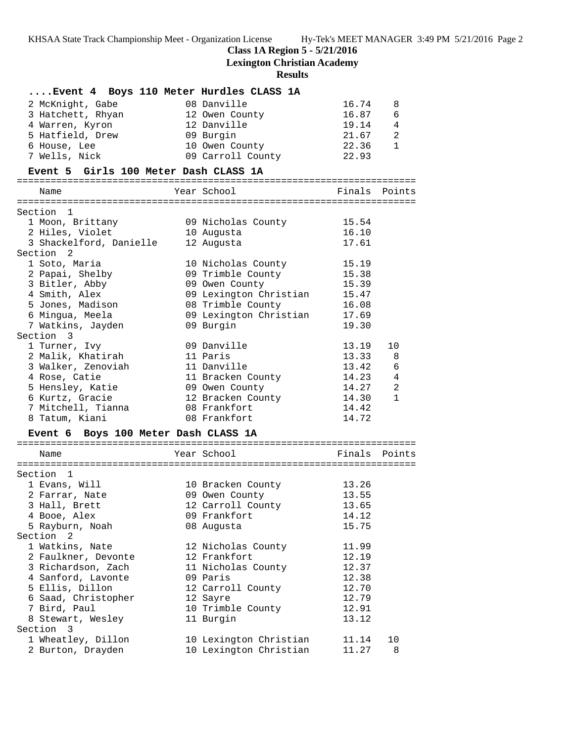**Class 1A Region 5 - 5/21/2016**
**Lexington Christian Academy**
**Results**

### ....Event 4 Boys 110 Meter Hurdles CLASS 1A

| Name | Year | School | Finals | Points |
|---|---|---|---|---|
| 2 McKnight, Gabe | 08 | Danville | 16.74 | 8 |
| 3 Hatchett, Rhyan | 12 | Owen County | 16.87 | 6 |
| 4 Warren, Kyron | 12 | Danville | 19.14 | 4 |
| 5 Hatfield, Drew | 09 | Burgin | 21.67 | 2 |
| 6 House, Lee | 10 | Owen County | 22.36 | 1 |
| 7 Wells, Nick | 09 | Carroll County | 22.93 | |

### Event 5 Girls 100 Meter Dash CLASS 1A

| Name | Year | School | Finals | Points |
|---|---|---|---|---|
| **Section 1** | | | | |
| 1 Moon, Brittany | 09 | Nicholas County | 15.54 | |
| 2 Hiles, Violet | 10 | Augusta | 16.10 | |
| 3 Shackelford, Danielle | 12 | Augusta | 17.61 | |
| **Section 2** | | | | |
| 1 Soto, Maria | 10 | Nicholas County | 15.19 | |
| 2 Papai, Shelby | 09 | Trimble County | 15.38 | |
| 3 Bitler, Abby | 09 | Owen County | 15.39 | |
| 4 Smith, Alex | 09 | Lexington Christian | 15.47 | |
| 5 Jones, Madison | 08 | Trimble County | 16.08 | |
| 6 Mingua, Meela | 09 | Lexington Christian | 17.69 | |
| 7 Watkins, Jayden | 09 | Burgin | 19.30 | |
| **Section 3** | | | | |
| 1 Turner, Ivy | 09 | Danville | 13.19 | 10 |
| 2 Malik, Khatirah | 11 | Paris | 13.33 | 8 |
| 3 Walker, Zenoviah | 11 | Danville | 13.42 | 6 |
| 4 Rose, Catie | 11 | Bracken County | 14.23 | 4 |
| 5 Hensley, Katie | 09 | Owen County | 14.27 | 2 |
| 6 Kurtz, Gracie | 12 | Bracken County | 14.30 | 1 |
| 7 Mitchell, Tianna | 08 | Frankfort | 14.42 | |
| 8 Tatum, Kiani | 08 | Frankfort | 14.72 | |

### Event 6 Boys 100 Meter Dash CLASS 1A

| Name | Year | School | Finals | Points |
|---|---|---|---|---|
| **Section 1** | | | | |
| 1 Evans, Will | 10 | Bracken County | 13.26 | |
| 2 Farrar, Nate | 09 | Owen County | 13.55 | |
| 3 Hall, Brett | 12 | Carroll County | 13.65 | |
| 4 Booe, Alex | 09 | Frankfort | 14.12 | |
| 5 Rayburn, Noah | 08 | Augusta | 15.75 | |
| **Section 2** | | | | |
| 1 Watkins, Nate | 12 | Nicholas County | 11.99 | |
| 2 Faulkner, Devonte | 12 | Frankfort | 12.19 | |
| 3 Richardson, Zach | 11 | Nicholas County | 12.37 | |
| 4 Sanford, Lavonte | 09 | Paris | 12.38 | |
| 5 Ellis, Dillon | 12 | Carroll County | 12.70 | |
| 6 Saad, Christopher | 12 | Sayre | 12.79 | |
| 7 Bird, Paul | 10 | Trimble County | 12.91 | |
| 8 Stewart, Wesley | 11 | Burgin | 13.12 | |
| **Section 3** | | | | |
| 1 Wheatley, Dillon | 10 | Lexington Christian | 11.14 | 10 |
| 2 Burton, Drayden | 10 | Lexington Christian | 11.27 | 8 |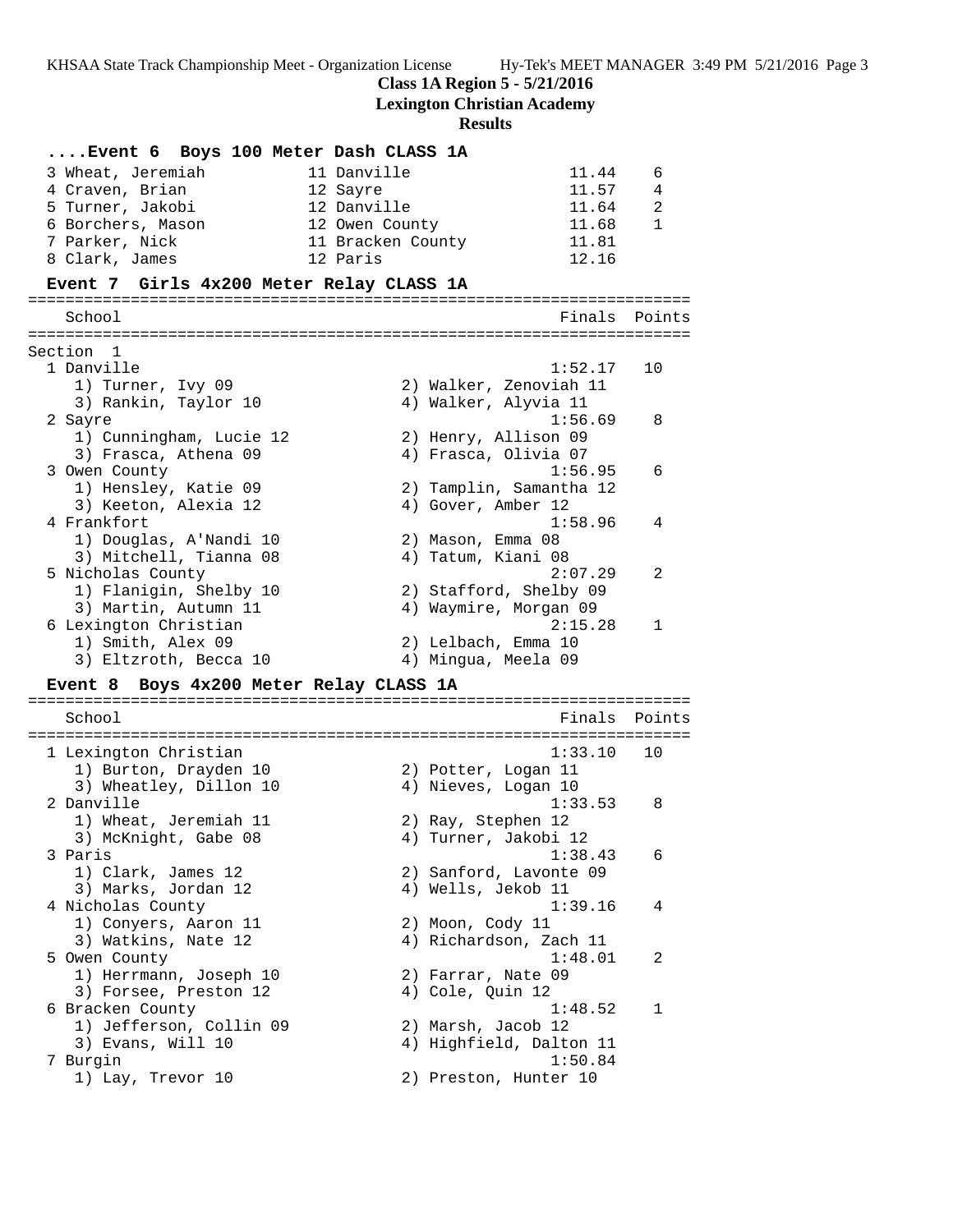**Class 1A Region 5 - 5/21/2016**
**Lexington Christian Academy**
**Results**

### ....Event 6 Boys 100 Meter Dash CLASS 1A

| Place | Name | Year | School | Finals | Points |
|---|---|---|---|---|---|
| 3 | Wheat, Jeremiah | 11 | Danville | 11.44 | 6 |
| 4 | Craven, Brian | 12 | Sayre | 11.57 | 4 |
| 5 | Turner, Jakobi | 12 | Danville | 11.64 | 2 |
| 6 | Borchers, Mason | 12 | Owen County | 11.68 | 1 |
| 7 | Parker, Nick | 11 | Bracken County | 11.81 | |
| 8 | Clark, James | 12 | Paris | 12.16 | |

### Event 7 Girls 4x200 Meter Relay CLASS 1A

Section 1

| Place | School | Finals | Points |
|---|---|---|---|
| 1 | Danville | 1:52.17 | 10 |
| | 1) Turner, Ivy 09; 2) Walker, Zenoviah 11; 3) Rankin, Taylor 10; 4) Walker, Alyvia 11 | | |
| 2 | Sayre | 1:56.69 | 8 |
| | 1) Cunningham, Lucie 12; 2) Henry, Allison 09; 3) Frasca, Athena 09; 4) Frasca, Olivia 07 | | |
| 3 | Owen County | 1:56.95 | 6 |
| | 1) Hensley, Katie 09; 2) Tamplin, Samantha 12; 3) Keeton, Alexia 12; 4) Gover, Amber 12 | | |
| 4 | Frankfort | 1:58.96 | 4 |
| | 1) Douglas, A'Nandi 10; 2) Mason, Emma 08; 3) Mitchell, Tianna 08; 4) Tatum, Kiani 08 | | |
| 5 | Nicholas County | 2:07.29 | 2 |
| | 1) Flanigin, Shelby 10; 2) Stafford, Shelby 09; 3) Martin, Autumn 11; 4) Waymire, Morgan 09 | | |
| 6 | Lexington Christian | 2:15.28 | 1 |
| | 1) Smith, Alex 09; 2) Lelbach, Emma 10; 3) Eltzroth, Becca 10; 4) Mingua, Meela 09 | | |

### Event 8 Boys 4x200 Meter Relay CLASS 1A

| Place | School | Finals | Points |
|---|---|---|---|
| 1 | Lexington Christian | 1:33.10 | 10 |
| | 1) Burton, Drayden 10; 2) Potter, Logan 11; 3) Wheatley, Dillon 10; 4) Nieves, Logan 10 | | |
| 2 | Danville | 1:33.53 | 8 |
| | 1) Wheat, Jeremiah 11; 2) Ray, Stephen 12; 3) McKnight, Gabe 08; 4) Turner, Jakobi 12 | | |
| 3 | Paris | 1:38.43 | 6 |
| | 1) Clark, James 12; 2) Sanford, Lavonte 09; 3) Marks, Jordan 12; 4) Wells, Jekob 11 | | |
| 4 | Nicholas County | 1:39.16 | 4 |
| | 1) Conyers, Aaron 11; 2) Moon, Cody 11; 3) Watkins, Nate 12; 4) Richardson, Zach 11 | | |
| 5 | Owen County | 1:48.01 | 2 |
| | 1) Herrmann, Joseph 10; 2) Farrar, Nate 09; 3) Forsee, Preston 12; 4) Cole, Quin 12 | | |
| 6 | Bracken County | 1:48.52 | 1 |
| | 1) Jefferson, Collin 09; 2) Marsh, Jacob 12; 3) Evans, Will 10; 4) Highfield, Dalton 11 | | |
| 7 | Burgin | 1:50.84 | |
| | 1) Lay, Trevor 10; 2) Preston, Hunter 10 | | |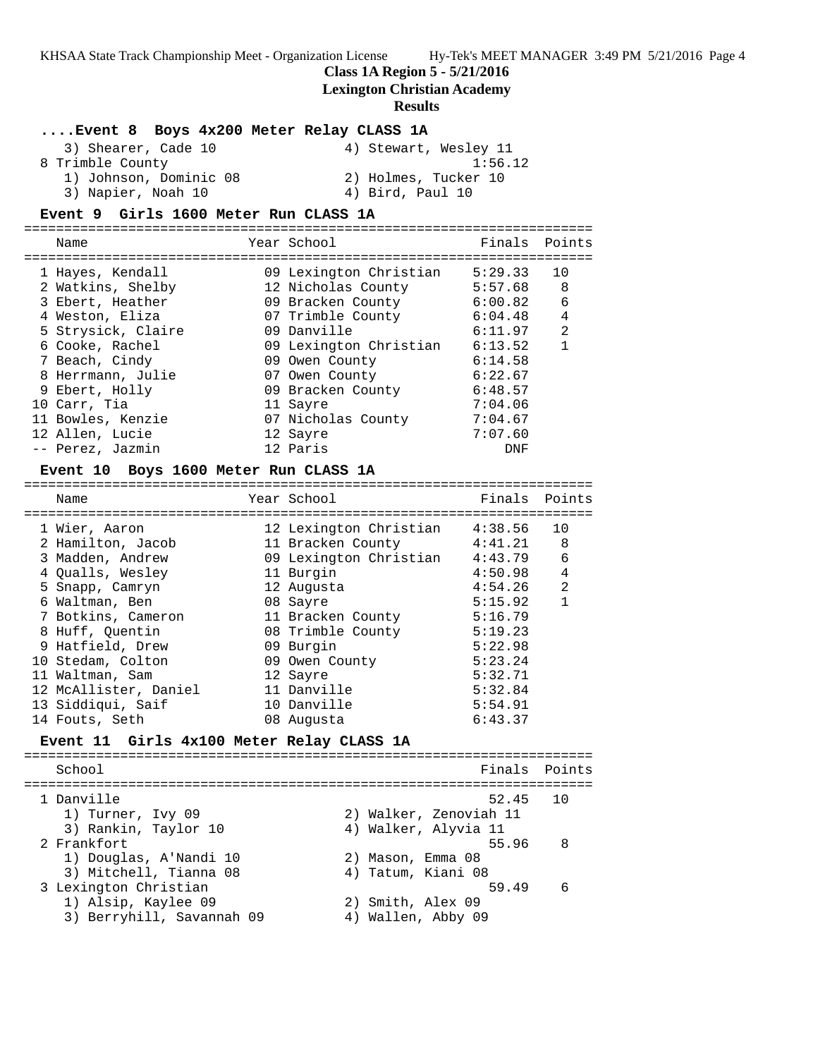**Class 1A Region 5 - 5/21/2016**
**Lexington Christian Academy**
**Results**

### ....Event 8 Boys 4x200 Meter Relay CLASS 1A

| School | Finals |
|---|---|
| 3) Shearer, Cade 10 | 4) Stewart, Wesley 11 |
| 8 Trimble County | 1:56.12 |
| 1) Johnson, Dominic 08 | 2) Holmes, Tucker 10 |
| 3) Napier, Noah 10 | 4) Bird, Paul 10 |

### Event 9 Girls 1600 Meter Run CLASS 1A

| Name | Year | School | Finals | Points |
|---|---|---|---|---|
| 1 Hayes, Kendall | 09 | Lexington Christian | 5:29.33 | 10 |
| 2 Watkins, Shelby | 12 | Nicholas County | 5:57.68 | 8 |
| 3 Ebert, Heather | 09 | Bracken County | 6:00.82 | 6 |
| 4 Weston, Eliza | 07 | Trimble County | 6:04.48 | 4 |
| 5 Strysick, Claire | 09 | Danville | 6:11.97 | 2 |
| 6 Cooke, Rachel | 09 | Lexington Christian | 6:13.52 | 1 |
| 7 Beach, Cindy | 09 | Owen County | 6:14.58 | |
| 8 Herrmann, Julie | 07 | Owen County | 6:22.67 | |
| 9 Ebert, Holly | 09 | Bracken County | 6:48.57 | |
| 10 Carr, Tia | 11 | Sayre | 7:04.06 | |
| 11 Bowles, Kenzie | 07 | Nicholas County | 7:04.67 | |
| 12 Allen, Lucie | 12 | Sayre | 7:07.60 | |
| -- Perez, Jazmin | 12 | Paris | DNF | |

### Event 10 Boys 1600 Meter Run CLASS 1A

| Name | Year | School | Finals | Points |
|---|---|---|---|---|
| 1 Wier, Aaron | 12 | Lexington Christian | 4:38.56 | 10 |
| 2 Hamilton, Jacob | 11 | Bracken County | 4:41.21 | 8 |
| 3 Madden, Andrew | 09 | Lexington Christian | 4:43.79 | 6 |
| 4 Qualls, Wesley | 11 | Burgin | 4:50.98 | 4 |
| 5 Snapp, Camryn | 12 | Augusta | 4:54.26 | 2 |
| 6 Waltman, Ben | 08 | Sayre | 5:15.92 | 1 |
| 7 Botkins, Cameron | 11 | Bracken County | 5:16.79 | |
| 8 Huff, Quentin | 08 | Trimble County | 5:19.23 | |
| 9 Hatfield, Drew | 09 | Burgin | 5:22.98 | |
| 10 Stedam, Colton | 09 | Owen County | 5:23.24 | |
| 11 Waltman, Sam | 12 | Sayre | 5:32.71 | |
| 12 McAllister, Daniel | 11 | Danville | 5:32.84 | |
| 13 Siddiqui, Saif | 10 | Danville | 5:54.91 | |
| 14 Fouts, Seth | 08 | Augusta | 6:43.37 | |

### Event 11 Girls 4x100 Meter Relay CLASS 1A

| School | | Finals | Points |
|---|---|---|---|
| 1 Danville | | 52.45 | 10 |
| 1) Turner, Ivy 09 | 2) Walker, Zenoviah 11 | | |
| 3) Rankin, Taylor 10 | 4) Walker, Alyvia 11 | | |
| 2 Frankfort | | 55.96 | 8 |
| 1) Douglas, A'Nandi 10 | 2) Mason, Emma 08 | | |
| 3) Mitchell, Tianna 08 | 4) Tatum, Kiani 08 | | |
| 3 Lexington Christian | | 59.49 | 6 |
| 1) Alsip, Kaylee 09 | 2) Smith, Alex 09 | | |
| 3) Berryhill, Savannah 09 | 4) Wallen, Abby 09 | | |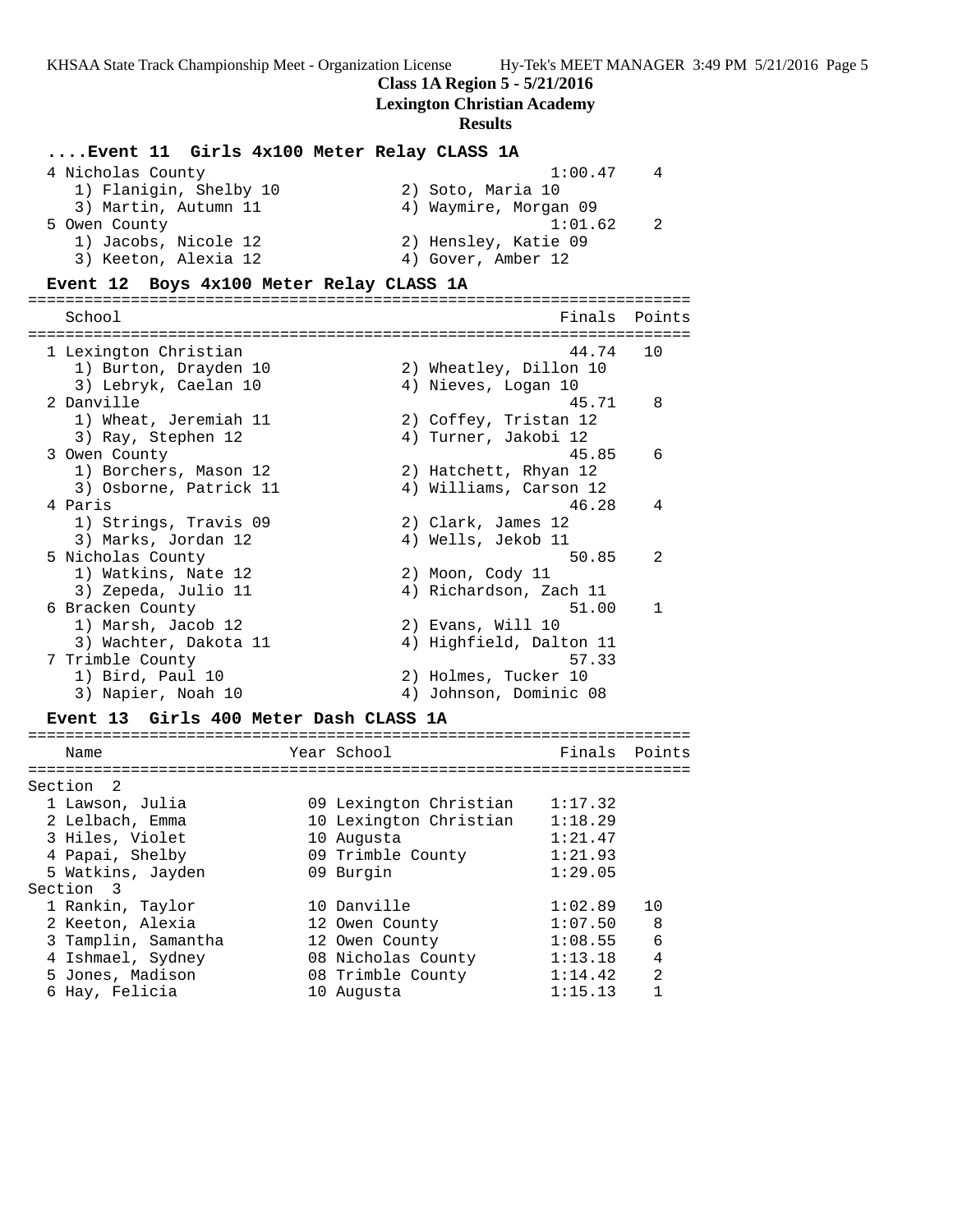**Class 1A Region 5 - 5/21/2016**
**Lexington Christian Academy**
**Results**

### ....Event 11 Girls 4x100 Meter Relay CLASS 1A

| School | Finals | Points |
|---|---|---|
| 4 Nicholas County | 1:00.47 | 4 |
| 1) Flanigin, Shelby 10; 2) Soto, Maria 10; 3) Martin, Autumn 11; 4) Waymire, Morgan 09 | | |
| 5 Owen County | 1:01.62 | 2 |
| 1) Jacobs, Nicole 12; 2) Hensley, Katie 09; 3) Keeton, Alexia 12; 4) Gover, Amber 12 | | |

### Event 12 Boys 4x100 Meter Relay CLASS 1A

| School | Finals | Points |
|---|---|---|
| 1 Lexington Christian | 44.74 | 10 |
| 1) Burton, Drayden 10; 2) Wheatley, Dillon 10; 3) Lebryk, Caelan 10; 4) Nieves, Logan 10 | | |
| 2 Danville | 45.71 | 8 |
| 1) Wheat, Jeremiah 11; 2) Coffey, Tristan 12; 3) Ray, Stephen 12; 4) Turner, Jakobi 12 | | |
| 3 Owen County | 45.85 | 6 |
| 1) Borchers, Mason 12; 2) Hatchett, Rhyan 12; 3) Osborne, Patrick 11; 4) Williams, Carson 12 | | |
| 4 Paris | 46.28 | 4 |
| 1) Strings, Travis 09; 2) Clark, James 12; 3) Marks, Jordan 12; 4) Wells, Jekob 11 | | |
| 5 Nicholas County | 50.85 | 2 |
| 1) Watkins, Nate 12; 2) Moon, Cody 11; 3) Zepeda, Julio 11; 4) Richardson, Zach 11 | | |
| 6 Bracken County | 51.00 | 1 |
| 1) Marsh, Jacob 12; 2) Evans, Will 10; 3) Wachter, Dakota 11; 4) Highfield, Dalton 11 | | |
| 7 Trimble County | 57.33 | |
| 1) Bird, Paul 10; 2) Holmes, Tucker 10; 3) Napier, Noah 10; 4) Johnson, Dominic 08 | | |

### Event 13 Girls 400 Meter Dash CLASS 1A

| Name | Year | School | Finals | Points |
|---|---|---|---|---|
| **Section 2** | | | | |
| 1 Lawson, Julia | 09 | Lexington Christian | 1:17.32 | |
| 2 Lelbach, Emma | 10 | Lexington Christian | 1:18.29 | |
| 3 Hiles, Violet | 10 | Augusta | 1:21.47 | |
| 4 Papai, Shelby | 09 | Trimble County | 1:21.93 | |
| 5 Watkins, Jayden | 09 | Burgin | 1:29.05 | |
| **Section 3** | | | | |
| 1 Rankin, Taylor | 10 | Danville | 1:02.89 | 10 |
| 2 Keeton, Alexia | 12 | Owen County | 1:07.50 | 8 |
| 3 Tamplin, Samantha | 12 | Owen County | 1:08.55 | 6 |
| 4 Ishmael, Sydney | 08 | Nicholas County | 1:13.18 | 4 |
| 5 Jones, Madison | 08 | Trimble County | 1:14.42 | 2 |
| 6 Hay, Felicia | 10 | Augusta | 1:15.13 | 1 |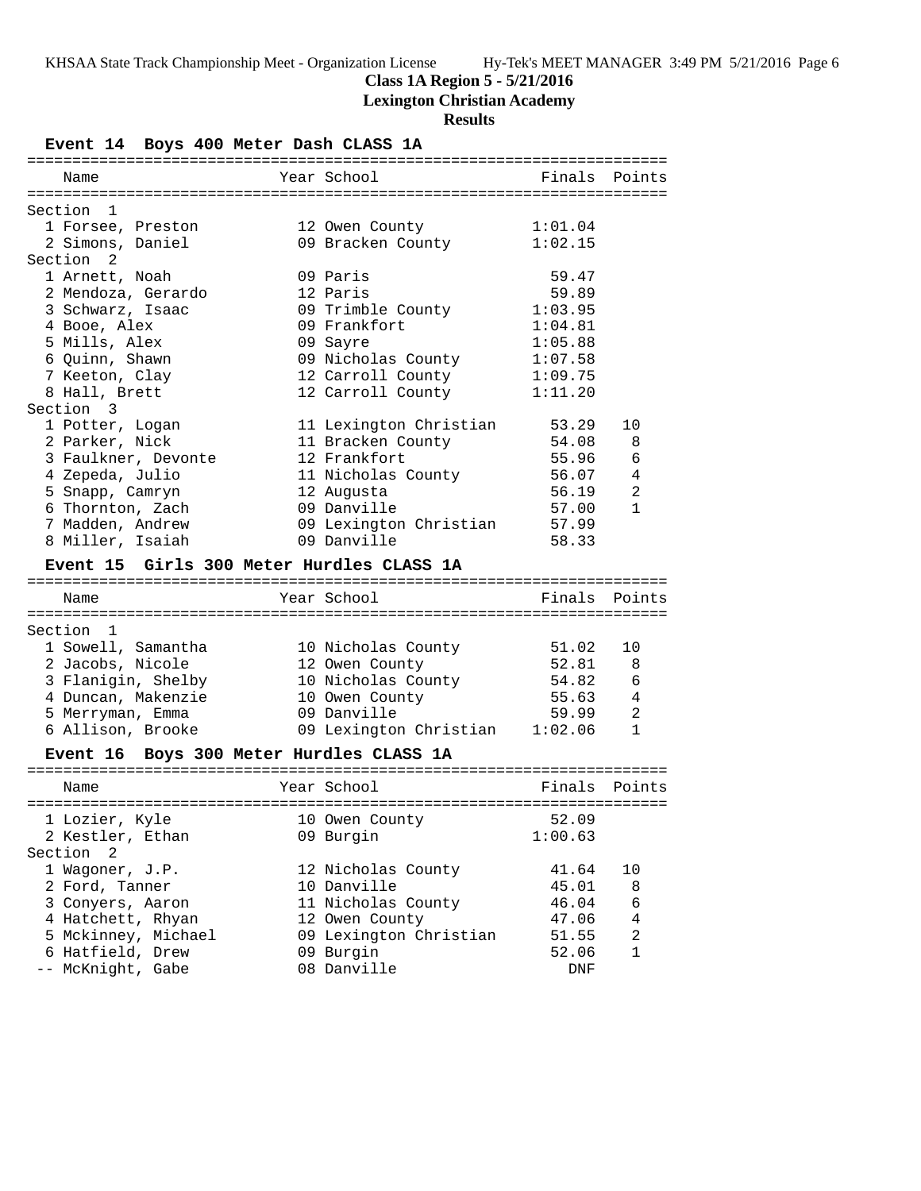**Class 1A Region 5 - 5/21/2016**

**Lexington Christian Academy**

**Results**

### Event 14 Boys 400 Meter Dash CLASS 1A

| Name | Year | School | Finals | Points |
|---|---|---|---|---|
| **Section 1** | | | | |
| 1 Forsee, Preston | 12 | Owen County | 1:01.04 | |
| 2 Simons, Daniel | 09 | Bracken County | 1:02.15 | |
| **Section 2** | | | | |
| 1 Arnett, Noah | 09 | Paris | 59.47 | |
| 2 Mendoza, Gerardo | 12 | Paris | 59.89 | |
| 3 Schwarz, Isaac | 09 | Trimble County | 1:03.95 | |
| 4 Booe, Alex | 09 | Frankfort | 1:04.81 | |
| 5 Mills, Alex | 09 | Sayre | 1:05.88 | |
| 6 Quinn, Shawn | 09 | Nicholas County | 1:07.58 | |
| 7 Keeton, Clay | 12 | Carroll County | 1:09.75 | |
| 8 Hall, Brett | 12 | Carroll County | 1:11.20 | |
| **Section 3** | | | | |
| 1 Potter, Logan | 11 | Lexington Christian | 53.29 | 10 |
| 2 Parker, Nick | 11 | Bracken County | 54.08 | 8 |
| 3 Faulkner, Devonte | 12 | Frankfort | 55.96 | 6 |
| 4 Zepeda, Julio | 11 | Nicholas County | 56.07 | 4 |
| 5 Snapp, Camryn | 12 | Augusta | 56.19 | 2 |
| 6 Thornton, Zach | 09 | Danville | 57.00 | 1 |
| 7 Madden, Andrew | 09 | Lexington Christian | 57.99 | |
| 8 Miller, Isaiah | 09 | Danville | 58.33 | |

### Event 15 Girls 300 Meter Hurdles CLASS 1A

| Name | Year | School | Finals | Points |
|---|---|---|---|---|
| **Section 1** | | | | |
| 1 Sowell, Samantha | 10 | Nicholas County | 51.02 | 10 |
| 2 Jacobs, Nicole | 12 | Owen County | 52.81 | 8 |
| 3 Flanigin, Shelby | 10 | Nicholas County | 54.82 | 6 |
| 4 Duncan, Makenzie | 10 | Owen County | 55.63 | 4 |
| 5 Merryman, Emma | 09 | Danville | 59.99 | 2 |
| 6 Allison, Brooke | 09 | Lexington Christian | 1:02.06 | 1 |

### Event 16 Boys 300 Meter Hurdles CLASS 1A

| Name | Year | School | Finals | Points |
|---|---|---|---|---|
| 1 Lozier, Kyle | 10 | Owen County | 52.09 | |
| 2 Kestler, Ethan | 09 | Burgin | 1:00.63 | |
| **Section 2** | | | | |
| 1 Wagoner, J.P. | 12 | Nicholas County | 41.64 | 10 |
| 2 Ford, Tanner | 10 | Danville | 45.01 | 8 |
| 3 Conyers, Aaron | 11 | Nicholas County | 46.04 | 6 |
| 4 Hatchett, Rhyan | 12 | Owen County | 47.06 | 4 |
| 5 Mckinney, Michael | 09 | Lexington Christian | 51.55 | 2 |
| 6 Hatfield, Drew | 09 | Burgin | 52.06 | 1 |
| -- McKnight, Gabe | 08 | Danville | DNF | |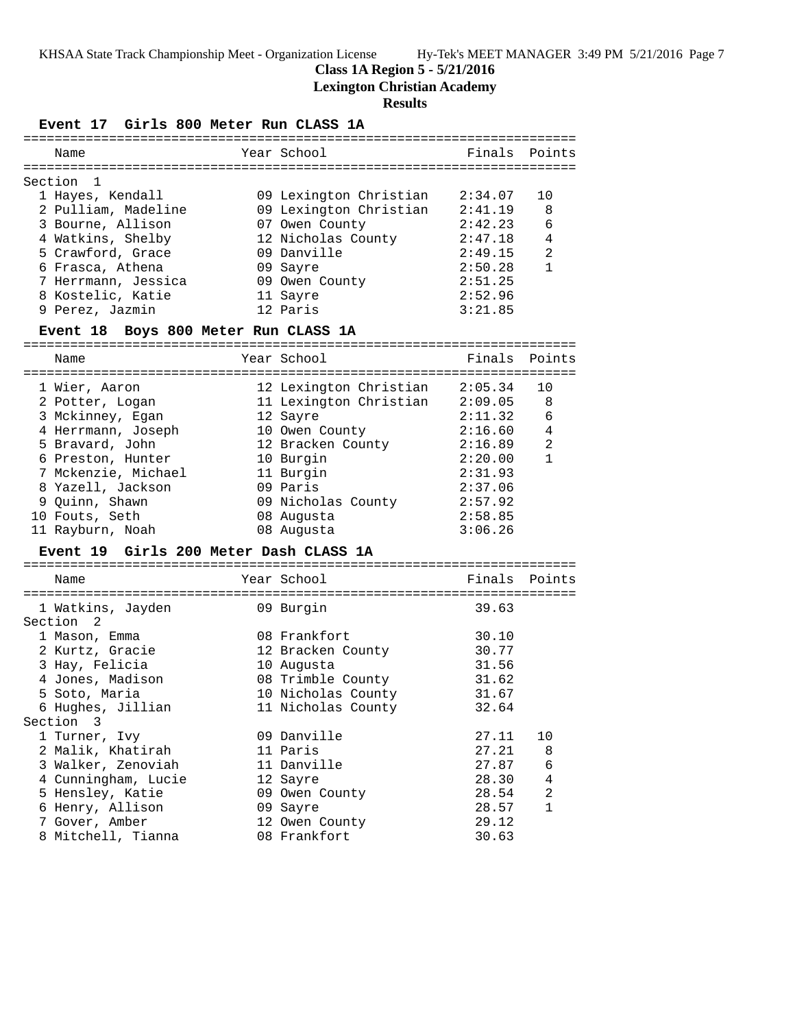**Class 1A Region 5 - 5/21/2016**

**Lexington Christian Academy**

**Results**

### Event 17 Girls 800 Meter Run CLASS 1A

Section 1

| Place | Name | Year | School | Finals | Points |
|---|---|---|---|---|---|
| 1 | Hayes, Kendall | 09 | Lexington Christian | 2:34.07 | 10 |
| 2 | Pulliam, Madeline | 09 | Lexington Christian | 2:41.19 | 8 |
| 3 | Bourne, Allison | 07 | Owen County | 2:42.23 | 6 |
| 4 | Watkins, Shelby | 12 | Nicholas County | 2:47.18 | 4 |
| 5 | Crawford, Grace | 09 | Danville | 2:49.15 | 2 |
| 6 | Frasca, Athena | 09 | Sayre | 2:50.28 | 1 |
| 7 | Herrmann, Jessica | 09 | Owen County | 2:51.25 | |
| 8 | Kostelic, Katie | 11 | Sayre | 2:52.96 | |
| 9 | Perez, Jazmin | 12 | Paris | 3:21.85 | |

### Event 18 Boys 800 Meter Run CLASS 1A

| Place | Name | Year | School | Finals | Points |
|---|---|---|---|---|---|
| 1 | Wier, Aaron | 12 | Lexington Christian | 2:05.34 | 10 |
| 2 | Potter, Logan | 11 | Lexington Christian | 2:09.05 | 8 |
| 3 | Mckinney, Egan | 12 | Sayre | 2:11.32 | 6 |
| 4 | Herrmann, Joseph | 10 | Owen County | 2:16.60 | 4 |
| 5 | Bravard, John | 12 | Bracken County | 2:16.89 | 2 |
| 6 | Preston, Hunter | 10 | Burgin | 2:20.00 | 1 |
| 7 | Mckenzie, Michael | 11 | Burgin | 2:31.93 | |
| 8 | Yazell, Jackson | 09 | Paris | 2:37.06 | |
| 9 | Quinn, Shawn | 09 | Nicholas County | 2:57.92 | |
| 10 | Fouts, Seth | 08 | Augusta | 2:58.85 | |
| 11 | Rayburn, Noah | 08 | Augusta | 3:06.26 | |

### Event 19 Girls 200 Meter Dash CLASS 1A

| Place | Name | Year | School | Finals | Points |
|---|---|---|---|---|---|
| 1 | Watkins, Jayden | 09 | Burgin | 39.63 | |
| **Section 2** | | | | | |
| 1 | Mason, Emma | 08 | Frankfort | 30.10 | |
| 2 | Kurtz, Gracie | 12 | Bracken County | 30.77 | |
| 3 | Hay, Felicia | 10 | Augusta | 31.56 | |
| 4 | Jones, Madison | 08 | Trimble County | 31.62 | |
| 5 | Soto, Maria | 10 | Nicholas County | 31.67 | |
| 6 | Hughes, Jillian | 11 | Nicholas County | 32.64 | |
| **Section 3** | | | | | |
| 1 | Turner, Ivy | 09 | Danville | 27.11 | 10 |
| 2 | Malik, Khatirah | 11 | Paris | 27.21 | 8 |
| 3 | Walker, Zenoviah | 11 | Danville | 27.87 | 6 |
| 4 | Cunningham, Lucie | 12 | Sayre | 28.30 | 4 |
| 5 | Hensley, Katie | 09 | Owen County | 28.54 | 2 |
| 6 | Henry, Allison | 09 | Sayre | 28.57 | 1 |
| 7 | Gover, Amber | 12 | Owen County | 29.12 | |
| 8 | Mitchell, Tianna | 08 | Frankfort | 30.63 | |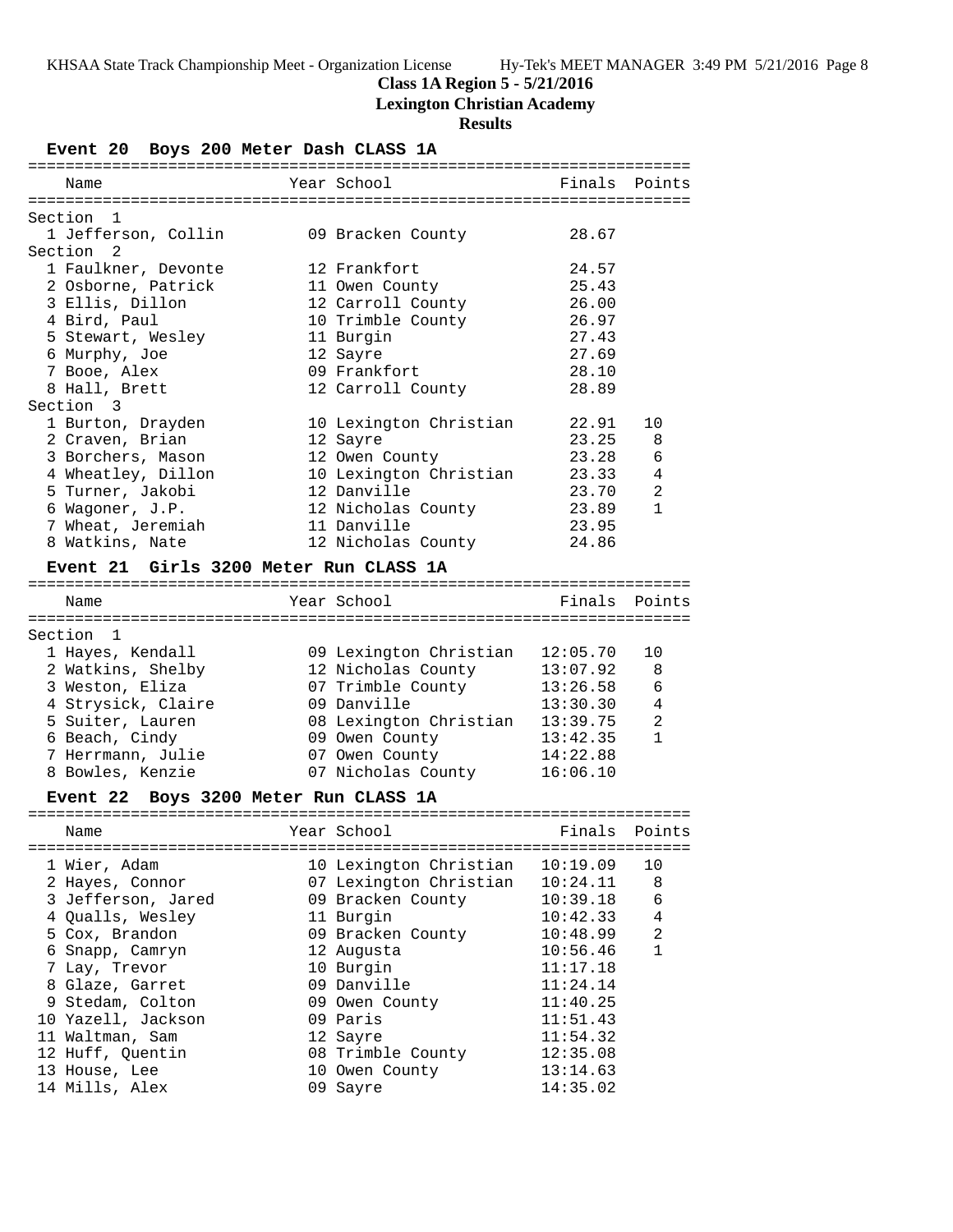**Class 1A Region 5 - 5/21/2016**

**Lexington Christian Academy**

**Results**

### Event 20 Boys 200 Meter Dash CLASS 1A

| Name | Year | School | Finals | Points |
|---|---|---|---|---|
| **Section 1** | | | | |
| 1 Jefferson, Collin | 09 | Bracken County | 28.67 | |
| **Section 2** | | | | |
| 1 Faulkner, Devonte | 12 | Frankfort | 24.57 | |
| 2 Osborne, Patrick | 11 | Owen County | 25.43 | |
| 3 Ellis, Dillon | 12 | Carroll County | 26.00 | |
| 4 Bird, Paul | 10 | Trimble County | 26.97 | |
| 5 Stewart, Wesley | 11 | Burgin | 27.43 | |
| 6 Murphy, Joe | 12 | Sayre | 27.69 | |
| 7 Booe, Alex | 09 | Frankfort | 28.10 | |
| 8 Hall, Brett | 12 | Carroll County | 28.89 | |
| **Section 3** | | | | |
| 1 Burton, Drayden | 10 | Lexington Christian | 22.91 | 10 |
| 2 Craven, Brian | 12 | Sayre | 23.25 | 8 |
| 3 Borchers, Mason | 12 | Owen County | 23.28 | 6 |
| 4 Wheatley, Dillon | 10 | Lexington Christian | 23.33 | 4 |
| 5 Turner, Jakobi | 12 | Danville | 23.70 | 2 |
| 6 Wagoner, J.P. | 12 | Nicholas County | 23.89 | 1 |
| 7 Wheat, Jeremiah | 11 | Danville | 23.95 | |
| 8 Watkins, Nate | 12 | Nicholas County | 24.86 | |

### Event 21 Girls 3200 Meter Run CLASS 1A

| Name | Year | School | Finals | Points |
|---|---|---|---|---|
| **Section 1** | | | | |
| 1 Hayes, Kendall | 09 | Lexington Christian | 12:05.70 | 10 |
| 2 Watkins, Shelby | 12 | Nicholas County | 13:07.92 | 8 |
| 3 Weston, Eliza | 07 | Trimble County | 13:26.58 | 6 |
| 4 Strysick, Claire | 09 | Danville | 13:30.30 | 4 |
| 5 Suiter, Lauren | 08 | Lexington Christian | 13:39.75 | 2 |
| 6 Beach, Cindy | 09 | Owen County | 13:42.35 | 1 |
| 7 Herrmann, Julie | 07 | Owen County | 14:22.88 | |
| 8 Bowles, Kenzie | 07 | Nicholas County | 16:06.10 | |

### Event 22 Boys 3200 Meter Run CLASS 1A

| Name | Year | School | Finals | Points |
|---|---|---|---|---|
| 1 Wier, Adam | 10 | Lexington Christian | 10:19.09 | 10 |
| 2 Hayes, Connor | 07 | Lexington Christian | 10:24.11 | 8 |
| 3 Jefferson, Jared | 09 | Bracken County | 10:39.18 | 6 |
| 4 Qualls, Wesley | 11 | Burgin | 10:42.33 | 4 |
| 5 Cox, Brandon | 09 | Bracken County | 10:48.99 | 2 |
| 6 Snapp, Camryn | 12 | Augusta | 10:56.46 | 1 |
| 7 Lay, Trevor | 10 | Burgin | 11:17.18 | |
| 8 Glaze, Garret | 09 | Danville | 11:24.14 | |
| 9 Stedam, Colton | 09 | Owen County | 11:40.25 | |
| 10 Yazell, Jackson | 09 | Paris | 11:51.43 | |
| 11 Waltman, Sam | 12 | Sayre | 11:54.32 | |
| 12 Huff, Quentin | 08 | Trimble County | 12:35.08 | |
| 13 House, Lee | 10 | Owen County | 13:14.63 | |
| 14 Mills, Alex | 09 | Sayre | 14:35.02 | |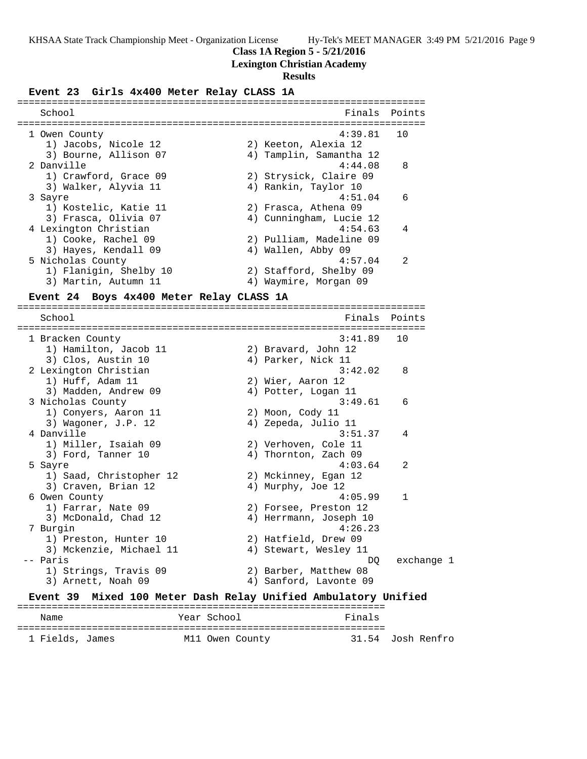**Class 1A Region 5 - 5/21/2016**

**Lexington Christian Academy**

**Results**

### Event 23 Girls 4x400 Meter Relay CLASS 1A

| School | | Finals | Points |
|---|---|---|---|
| 1 Owen County | | 4:39.81 | 10 |
| 1) Jacobs, Nicole 12 | 2) Keeton, Alexia 12 | | |
| 3) Bourne, Allison 07 | 4) Tamplin, Samantha 12 | | |
| 2 Danville | | 4:44.08 | 8 |
| 1) Crawford, Grace 09 | 2) Strysick, Claire 09 | | |
| 3) Walker, Alyvia 11 | 4) Rankin, Taylor 10 | | |
| 3 Sayre | | 4:51.04 | 6 |
| 1) Kostelic, Katie 11 | 2) Frasca, Athena 09 | | |
| 3) Frasca, Olivia 07 | 4) Cunningham, Lucie 12 | | |
| 4 Lexington Christian | | 4:54.63 | 4 |
| 1) Cooke, Rachel 09 | 2) Pulliam, Madeline 09 | | |
| 3) Hayes, Kendall 09 | 4) Wallen, Abby 09 | | |
| 5 Nicholas County | | 4:57.04 | 2 |
| 1) Flanigin, Shelby 10 | 2) Stafford, Shelby 09 | | |
| 3) Martin, Autumn 11 | 4) Waymire, Morgan 09 | | |

### Event 24 Boys 4x400 Meter Relay CLASS 1A

| School | | Finals | Points |
|---|---|---|---|
| 1 Bracken County | | 3:41.89 | 10 |
| 1) Hamilton, Jacob 11 | 2) Bravard, John 12 | | |
| 3) Clos, Austin 10 | 4) Parker, Nick 11 | | |
| 2 Lexington Christian | | 3:42.02 | 8 |
| 1) Huff, Adam 11 | 2) Wier, Aaron 12 | | |
| 3) Madden, Andrew 09 | 4) Potter, Logan 11 | | |
| 3 Nicholas County | | 3:49.61 | 6 |
| 1) Conyers, Aaron 11 | 2) Moon, Cody 11 | | |
| 3) Wagoner, J.P. 12 | 4) Zepeda, Julio 11 | | |
| 4 Danville | | 3:51.37 | 4 |
| 1) Miller, Isaiah 09 | 2) Verhoven, Cole 11 | | |
| 3) Ford, Tanner 10 | 4) Thornton, Zach 09 | | |
| 5 Sayre | | 4:03.64 | 2 |
| 1) Saad, Christopher 12 | 2) Mckinney, Egan 12 | | |
| 3) Craven, Brian 12 | 4) Murphy, Joe 12 | | |
| 6 Owen County | | 4:05.99 | 1 |
| 1) Farrar, Nate 09 | 2) Forsee, Preston 12 | | |
| 3) McDonald, Chad 12 | 4) Herrmann, Joseph 10 | | |
| 7 Burgin | | 4:26.23 | |
| 1) Preston, Hunter 10 | 2) Hatfield, Drew 09 | | |
| 3) Mckenzie, Michael 11 | 4) Stewart, Wesley 11 | | |
| -- Paris | | DQ | exchange 1 |
| 1) Strings, Travis 09 | 2) Barber, Matthew 08 | | |
| 3) Arnett, Noah 09 | 4) Sanford, Lavonte 09 | | |

### Event 39 Mixed 100 Meter Dash Relay Unified Ambulatory Unified

| Name | Year | School | Finals | |
|---|---|---|---|---|
| 1 Fields, James | M11 | Owen County | 31.54 | Josh Renfro |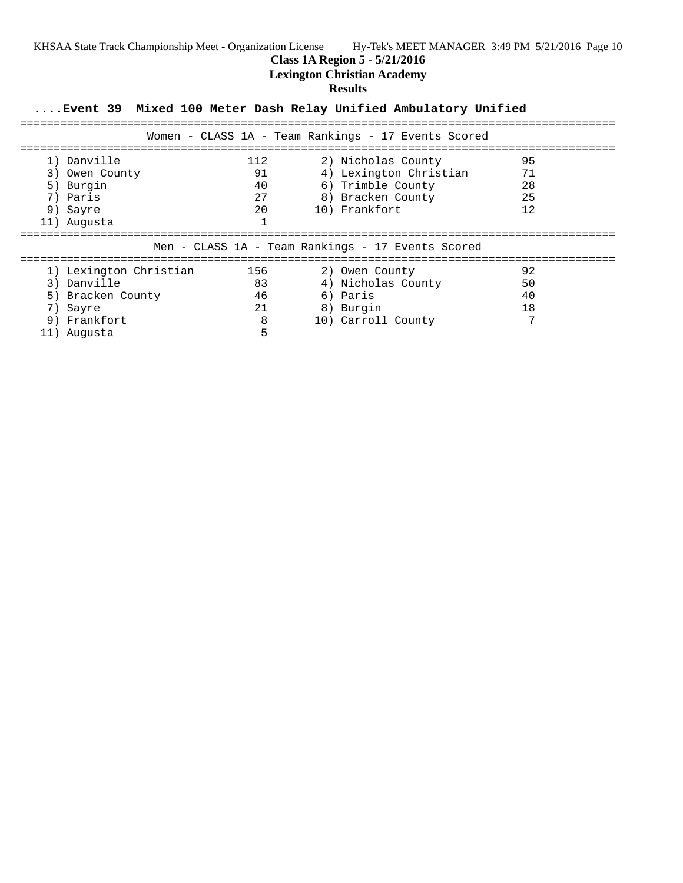**Class 1A Region 5 - 5/21/2016**

**Lexington Christian Academy**

**Results**

### ....Event 39 Mixed 100 Meter Dash Relay Unified Ambulatory Unified

**Women - CLASS 1A - Team Rankings - 17 Events Scored**

| | | | | | |
|---|---|---|---|---|---|
| 1) | Danville | 112 | 2) | Nicholas County | 95 |
| 3) | Owen County | 91 | 4) | Lexington Christian | 71 |
| 5) | Burgin | 40 | 6) | Trimble County | 28 |
| 7) | Paris | 27 | 8) | Bracken County | 25 |
| 9) | Sayre | 20 | 10) | Frankfort | 12 |
| 11) | Augusta | 1 | | | |

**Men - CLASS 1A - Team Rankings - 17 Events Scored**

| | | | | | |
|---|---|---|---|---|---|
| 1) | Lexington Christian | 156 | 2) | Owen County | 92 |
| 3) | Danville | 83 | 4) | Nicholas County | 50 |
| 5) | Bracken County | 46 | 6) | Paris | 40 |
| 7) | Sayre | 21 | 8) | Burgin | 18 |
| 9) | Frankfort | 8 | 10) | Carroll County | 7 |
| 11) | Augusta | 5 | | | |